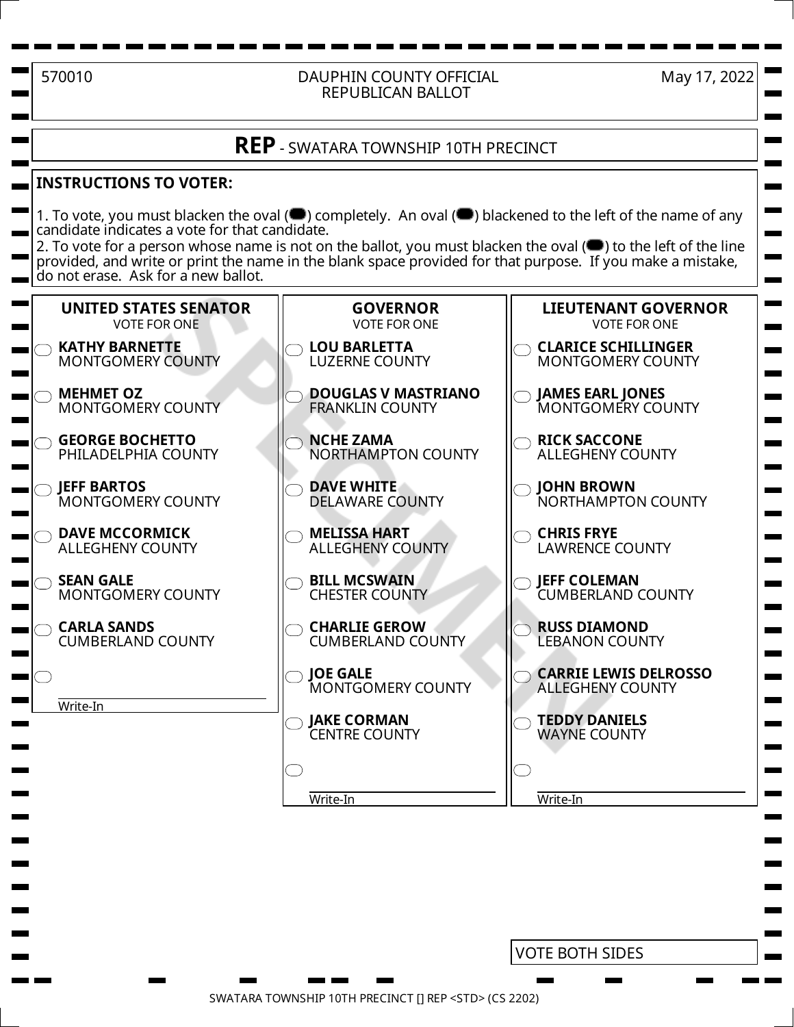570010

DAUPHIN COUNTY OFFICIAL
REPUBLICAN BALLOT

May 17, 2022

# **REP** - SWATARA TOWNSHIP 10TH PRECINCT

**INSTRUCTIONS TO VOTER:**

1. To vote, you must blacken the oval (⬬) completely. An oval (⬬) blackened to the left of the name of any candidate indicates a vote for that candidate.
2. To vote for a person whose name is not on the ballot, you must blacken the oval (⬬) to the left of the line provided, and write or print the name in the blank space provided for that purpose. If you make a mistake, do not erase. Ask for a new ballot.

## UNITED STATES SENATOR
VOTE FOR ONE

- ⬭ **KATHY BARNETTE** MONTGOMERY COUNTY
- ⬭ **MEHMET OZ** MONTGOMERY COUNTY
- ⬭ **GEORGE BOCHETTO** PHILADELPHIA COUNTY
- ⬭ **JEFF BARTOS** MONTGOMERY COUNTY
- ⬭ **DAVE MCCORMICK** ALLEGHENY COUNTY
- ⬭ **SEAN GALE** MONTGOMERY COUNTY
- ⬭ **CARLA SANDS** CUMBERLAND COUNTY
- ⬭ ____________ Write-In

## GOVERNOR
VOTE FOR ONE

- ⬭ **LOU BARLETTA** LUZERNE COUNTY
- ⬭ **DOUGLAS V MASTRIANO** FRANKLIN COUNTY
- ⬭ **NCHE ZAMA** NORTHAMPTON COUNTY
- ⬭ **DAVE WHITE** DELAWARE COUNTY
- ⬭ **MELISSA HART** ALLEGHENY COUNTY
- ⬭ **BILL MCSWAIN** CHESTER COUNTY
- ⬭ **CHARLIE GEROW** CUMBERLAND COUNTY
- ⬭ **JOE GALE** MONTGOMERY COUNTY
- ⬭ **JAKE CORMAN** CENTRE COUNTY
- ⬭ ____________ Write-In

## LIEUTENANT GOVERNOR
VOTE FOR ONE

- ⬭ **CLARICE SCHILLINGER** MONTGOMERY COUNTY
- ⬭ **JAMES EARL JONES** MONTGOMERY COUNTY
- ⬭ **RICK SACCONE** ALLEGHENY COUNTY
- ⬭ **JOHN BROWN** NORTHAMPTON COUNTY
- ⬭ **CHRIS FRYE** LAWRENCE COUNTY
- ⬭ **JEFF COLEMAN** CUMBERLAND COUNTY
- ⬭ **RUSS DIAMOND** LEBANON COUNTY
- ⬭ **CARRIE LEWIS DELROSSO** ALLEGHENY COUNTY
- ⬭ **TEDDY DANIELS** WAYNE COUNTY
- ⬭ ____________ Write-In

VOTE BOTH SIDES

SWATARA TOWNSHIP 10TH PRECINCT [] REP <STD> (CS 2202)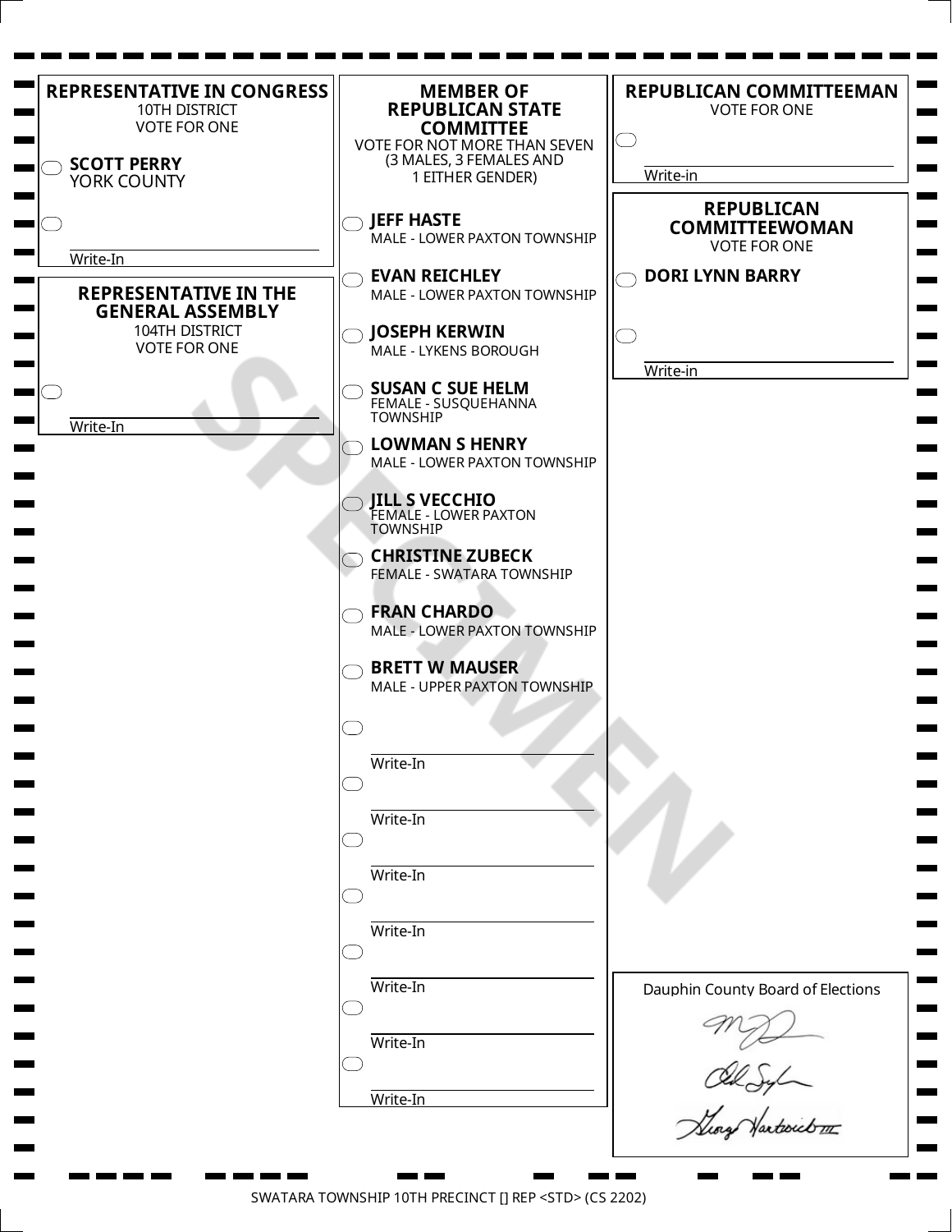## REPRESENTATIVE IN CONGRESS
10TH DISTRICT
VOTE FOR ONE

- **SCOTT PERRY**
  YORK COUNTY
- Write-In

## REPRESENTATIVE IN THE GENERAL ASSEMBLY
104TH DISTRICT
VOTE FOR ONE

- Write-In

## MEMBER OF REPUBLICAN STATE COMMITTEE
VOTE FOR NOT MORE THAN SEVEN
(3 MALES, 3 FEMALES AND
1 EITHER GENDER)

- **JEFF HASTE**
  MALE - LOWER PAXTON TOWNSHIP
- **EVAN REICHLEY**
  MALE - LOWER PAXTON TOWNSHIP
- **JOSEPH KERWIN**
  MALE - LYKENS BOROUGH
- **SUSAN C SUE HELM**
  FEMALE - SUSQUEHANNA TOWNSHIP
- **LOWMAN S HENRY**
  MALE - LOWER PAXTON TOWNSHIP
- **JILL S VECCHIO**
  FEMALE - LOWER PAXTON TOWNSHIP
- **CHRISTINE ZUBECK**
  FEMALE - SWATARA TOWNSHIP
- **FRAN CHARDO**
  MALE - LOWER PAXTON TOWNSHIP
- **BRETT W MAUSER**
  MALE - UPPER PAXTON TOWNSHIP
- Write-In
- Write-In
- Write-In
- Write-In
- Write-In
- Write-In
- Write-In

## REPUBLICAN COMMITTEEMAN
VOTE FOR ONE

- Write-in

## REPUBLICAN COMMITTEEWOMAN
VOTE FOR ONE

- **DORI LYNN BARRY**
- Write-in

Dauphin County Board of Elections

SPECIMEN

SWATARA TOWNSHIP 10TH PRECINCT [] REP <STD> (CS 2202)